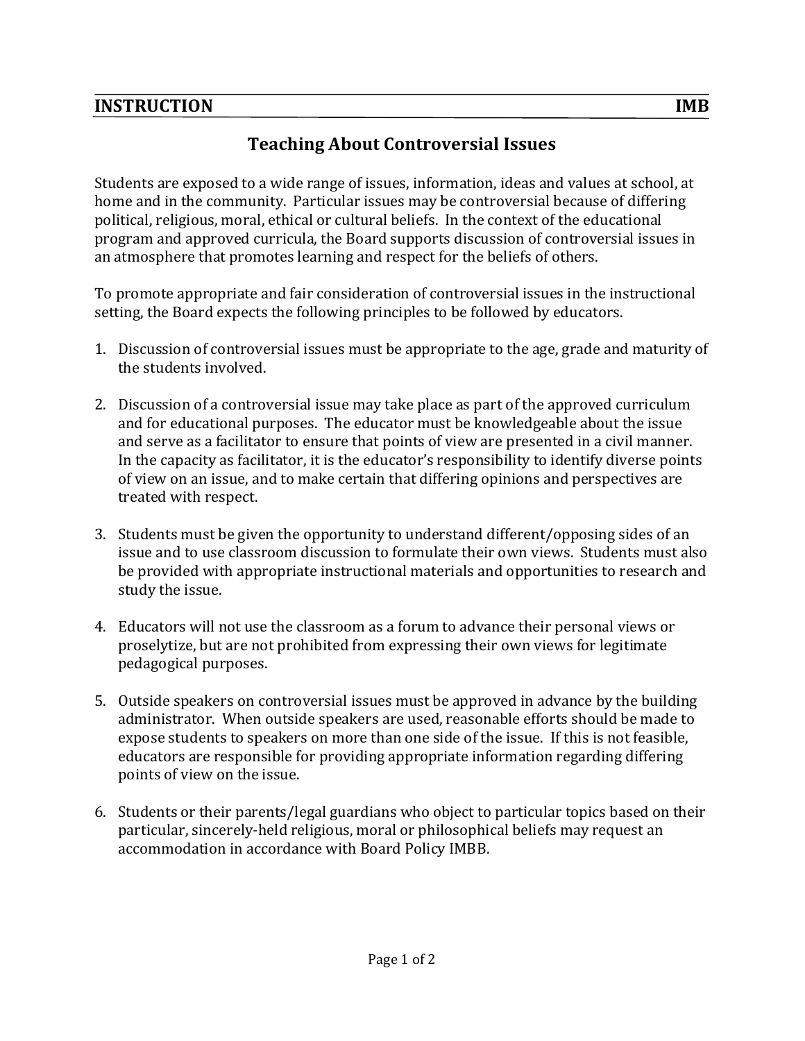**INSTRUCTION** **IMB**

## Teaching About Controversial Issues

Students are exposed to a wide range of issues, information, ideas and values at school, at home and in the community. Particular issues may be controversial because of differing political, religious, moral, ethical or cultural beliefs. In the context of the educational program and approved curricula, the Board supports discussion of controversial issues in an atmosphere that promotes learning and respect for the beliefs of others.

To promote appropriate and fair consideration of controversial issues in the instructional setting, the Board expects the following principles to be followed by educators.

1. Discussion of controversial issues must be appropriate to the age, grade and maturity of the students involved.

2. Discussion of a controversial issue may take place as part of the approved curriculum and for educational purposes. The educator must be knowledgeable about the issue and serve as a facilitator to ensure that points of view are presented in a civil manner. In the capacity as facilitator, it is the educator's responsibility to identify diverse points of view on an issue, and to make certain that differing opinions and perspectives are treated with respect.

3. Students must be given the opportunity to understand different/opposing sides of an issue and to use classroom discussion to formulate their own views. Students must also be provided with appropriate instructional materials and opportunities to research and study the issue.

4. Educators will not use the classroom as a forum to advance their personal views or proselytize, but are not prohibited from expressing their own views for legitimate pedagogical purposes.

5. Outside speakers on controversial issues must be approved in advance by the building administrator. When outside speakers are used, reasonable efforts should be made to expose students to speakers on more than one side of the issue. If this is not feasible, educators are responsible for providing appropriate information regarding differing points of view on the issue.

6. Students or their parents/legal guardians who object to particular topics based on their particular, sincerely-held religious, moral or philosophical beliefs may request an accommodation in accordance with Board Policy IMBB.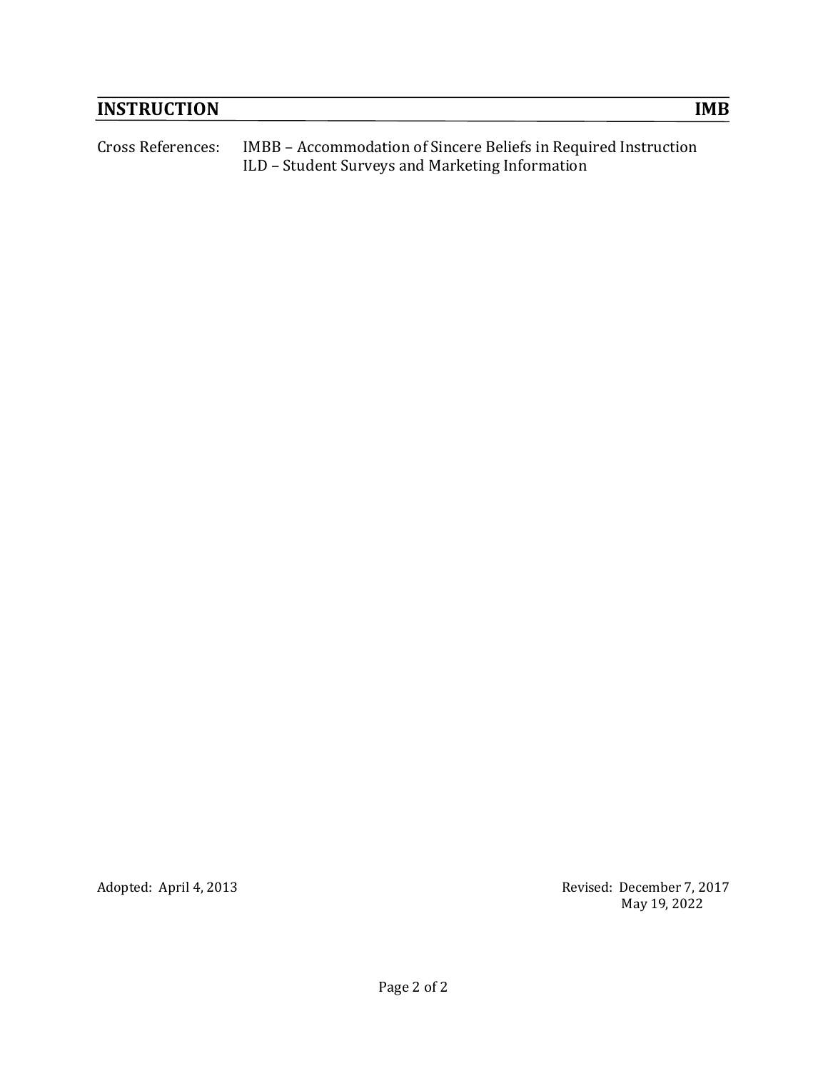Cross References: IMBB – Accommodation of Sincere Beliefs in Required Instruction
ILD – Student Surveys and Marketing Information

Adopted: April 4, 2013

Revised: December 7, 2017
May 19, 2022